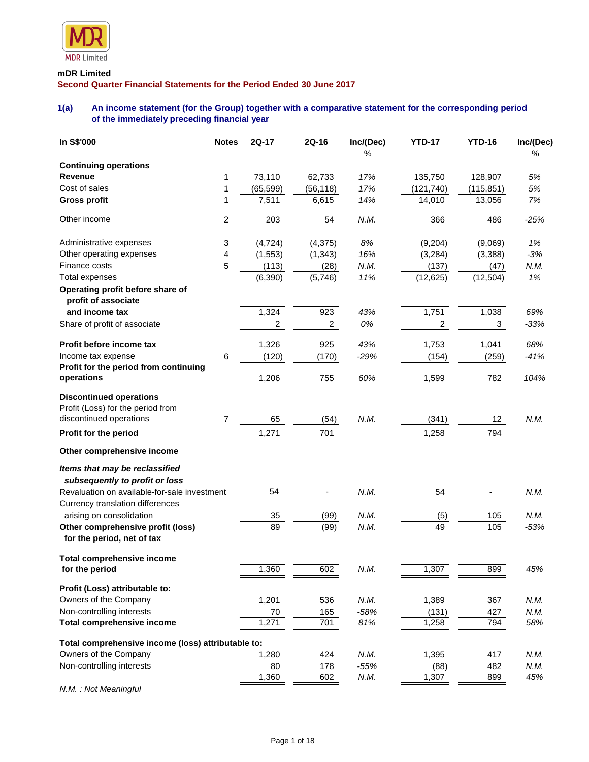MDR Limited

**mDR Limited**

**Second Quarter Financial Statements for the Period Ended 30 June 2017**

### 1(a) An income statement (for the Group) together with a comparative statement for the corresponding period of the immediately preceding financial year

| In S$'000 | Notes | 2Q-17 | 2Q-16 | Inc/(Dec) % | YTD-17 | YTD-16 | Inc/(Dec) % |
|---|---|---|---|---|---|---|---|
| **Continuing operations** | | | | | | | |
| **Revenue** | 1 | 73,110 | 62,733 | *17%* | 135,750 | 128,907 | *5%* |
| Cost of sales | 1 | (65,599) | (56,118) | *17%* | (121,740) | (115,851) | *5%* |
| **Gross profit** | 1 | 7,511 | 6,615 | *14%* | 14,010 | 13,056 | *7%* |
| Other income | 2 | 203 | 54 | *N.M.* | 366 | 486 | *-25%* |
| Administrative expenses | 3 | (4,724) | (4,375) | *8%* | (9,204) | (9,069) | *1%* |
| Other operating expenses | 4 | (1,553) | (1,343) | *16%* | (3,284) | (3,388) | *-3%* |
| Finance costs | 5 | (113) | (28) | *N.M.* | (137) | (47) | *N.M.* |
| Total expenses | | (6,390) | (5,746) | *11%* | (12,625) | (12,504) | *1%* |
| **Operating profit before share of profit of associate and income tax** | | 1,324 | 923 | *43%* | 1,751 | 1,038 | *69%* |
| Share of profit of associate | | 2 | 2 | *0%* | 2 | 3 | *-33%* |
| **Profit before income tax** | | 1,326 | 925 | *43%* | 1,753 | 1,041 | *68%* |
| Income tax expense | 6 | (120) | (170) | *-29%* | (154) | (259) | *-41%* |
| **Profit for the period from continuing operations** | | 1,206 | 755 | *60%* | 1,599 | 782 | *104%* |
| **Discontinued operations** | | | | | | | |
| Profit (Loss) for the period from discontinued operations | 7 | 65 | (54) | *N.M.* | (341) | 12 | *N.M.* |
| **Profit for the period** | | 1,271 | 701 | | 1,258 | 794 | |
| **Other comprehensive income** | | | | | | | |
| ***Items that may be reclassified subsequently to profit or loss*** | | | | | | | |
| Revaluation on available-for-sale investment | | 54 | - | *N.M.* | 54 | - | *N.M.* |
| Currency translation differences arising on consolidation | | 35 | (99) | *N.M.* | (5) | 105 | *N.M.* |
| **Other comprehensive profit (loss) for the period, net of tax** | | 89 | (99) | *N.M.* | 49 | 105 | *-53%* |
| **Total comprehensive income for the period** | | 1,360 | 602 | *N.M.* | 1,307 | 899 | *45%* |
| **Profit (Loss) attributable to:** | | | | | | | |
| Owners of the Company | | 1,201 | 536 | *N.M.* | 1,389 | 367 | *N.M.* |
| Non-controlling interests | | 70 | 165 | *-58%* | (131) | 427 | *N.M.* |
| **Total comprehensive income** | | 1,271 | 701 | *81%* | 1,258 | 794 | *58%* |
| **Total comprehensive income (loss) attributable to:** | | | | | | | |
| Owners of the Company | | 1,280 | 424 | *N.M.* | 1,395 | 417 | *N.M.* |
| Non-controlling interests | | 80 | 178 | *-55%* | (88) | 482 | *N.M.* |
| | | 1,360 | 602 | *N.M.* | 1,307 | 899 | *45%* |

*N.M. : Not Meaningful*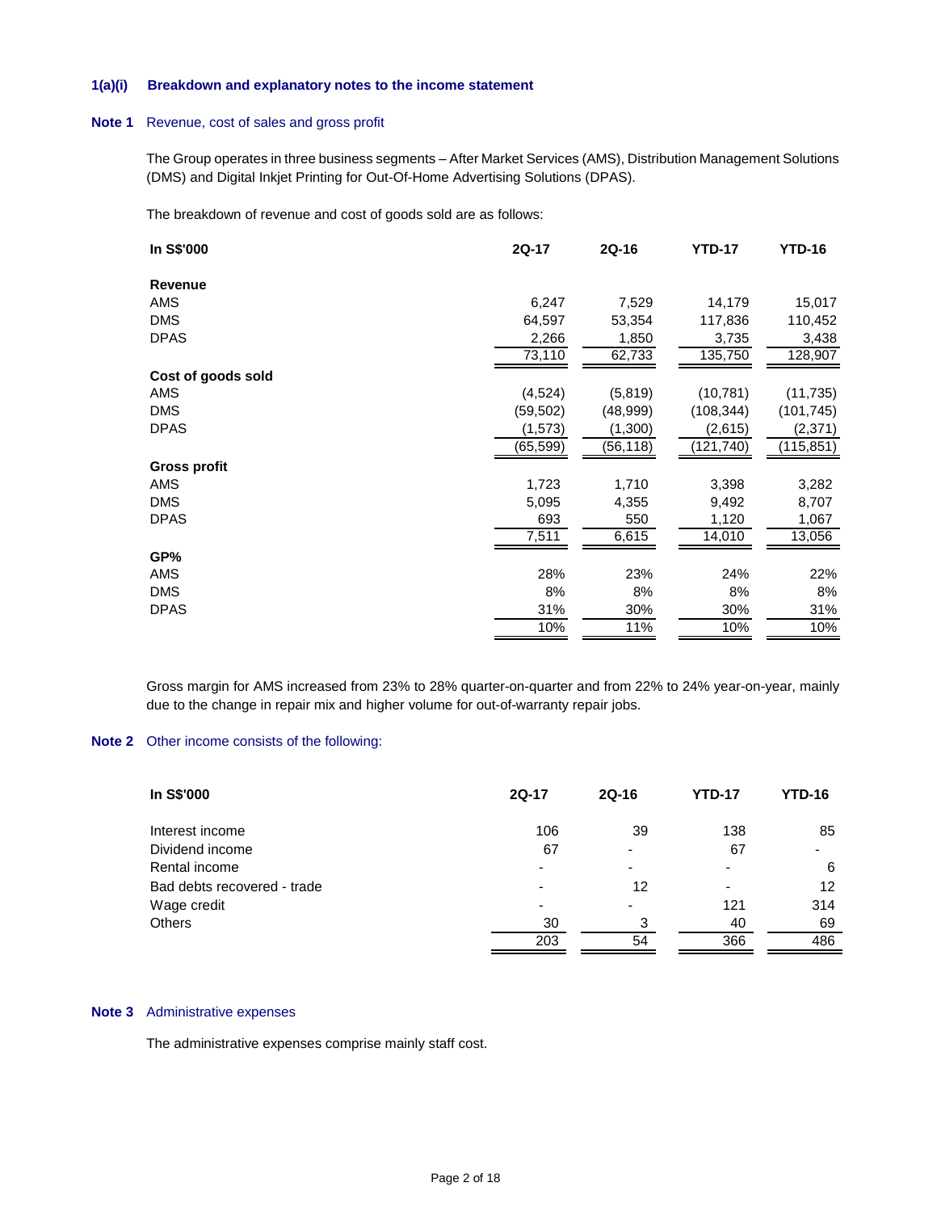### 1(a)(i) Breakdown and explanatory notes to the income statement

**Note 1** Revenue, cost of sales and gross profit

The Group operates in three business segments – After Market Services (AMS), Distribution Management Solutions (DMS) and Digital Inkjet Printing for Out-Of-Home Advertising Solutions (DPAS).

The breakdown of revenue and cost of goods sold are as follows:

| In S$'000 | 2Q-17 | 2Q-16 | YTD-17 | YTD-16 |
|---|---|---|---|---|
| **Revenue** | | | | |
| AMS | 6,247 | 7,529 | 14,179 | 15,017 |
| DMS | 64,597 | 53,354 | 117,836 | 110,452 |
| DPAS | 2,266 | 1,850 | 3,735 | 3,438 |
| | 73,110 | 62,733 | 135,750 | 128,907 |
| **Cost of goods sold** | | | | |
| AMS | (4,524) | (5,819) | (10,781) | (11,735) |
| DMS | (59,502) | (48,999) | (108,344) | (101,745) |
| DPAS | (1,573) | (1,300) | (2,615) | (2,371) |
| | (65,599) | (56,118) | (121,740) | (115,851) |
| **Gross profit** | | | | |
| AMS | 1,723 | 1,710 | 3,398 | 3,282 |
| DMS | 5,095 | 4,355 | 9,492 | 8,707 |
| DPAS | 693 | 550 | 1,120 | 1,067 |
| | 7,511 | 6,615 | 14,010 | 13,056 |
| **GP%** | | | | |
| AMS | 28% | 23% | 24% | 22% |
| DMS | 8% | 8% | 8% | 8% |
| DPAS | 31% | 30% | 30% | 31% |
| | 10% | 11% | 10% | 10% |

Gross margin for AMS increased from 23% to 28% quarter-on-quarter and from 22% to 24% year-on-year, mainly due to the change in repair mix and higher volume for out-of-warranty repair jobs.

**Note 2** Other income consists of the following:

| In S$'000 | 2Q-17 | 2Q-16 | YTD-17 | YTD-16 |
|---|---|---|---|---|
| Interest income | 106 | 39 | 138 | 85 |
| Dividend income | 67 | - | 67 | - |
| Rental income | - | - | - | 6 |
| Bad debts recovered - trade | - | 12 | - | 12 |
| Wage credit | - | - | 121 | 314 |
| Others | 30 | 3 | 40 | 69 |
| | 203 | 54 | 366 | 486 |

**Note 3** Administrative expenses

The administrative expenses comprise mainly staff cost.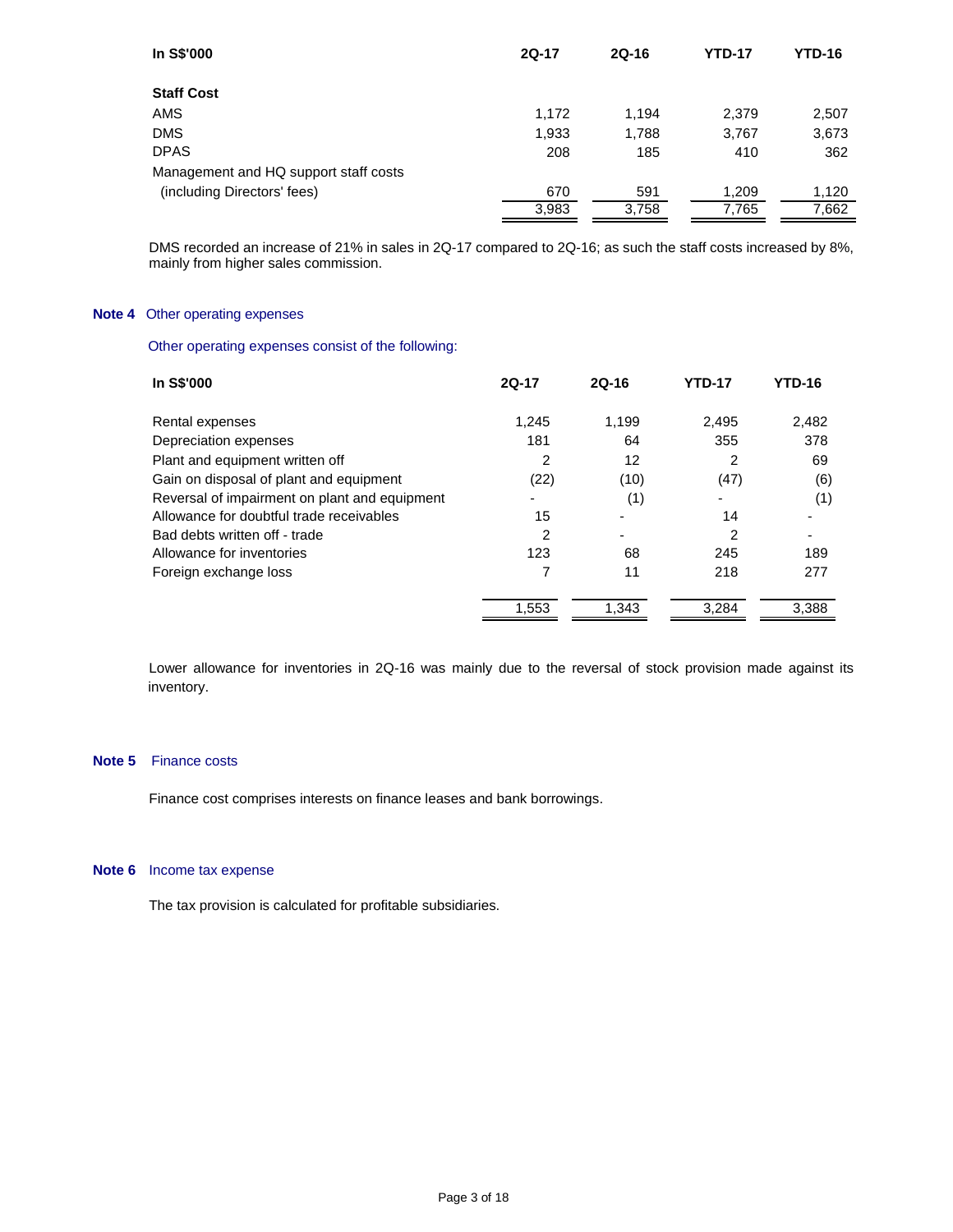| In S$'000 | 2Q-17 | 2Q-16 | YTD-17 | YTD-16 |
|---|---|---|---|---|
| **Staff Cost** | | | | |
| AMS | 1,172 | 1,194 | 2,379 | 2,507 |
| DMS | 1,933 | 1,788 | 3,767 | 3,673 |
| DPAS | 208 | 185 | 410 | 362 |
| Management and HQ support staff costs (including Directors' fees) | 670 | 591 | 1,209 | 1,120 |
| | 3,983 | 3,758 | 7,765 | 7,662 |

DMS recorded an increase of 21% in sales in 2Q-17 compared to 2Q-16; as such the staff costs increased by 8%, mainly from higher sales commission.

**Note 4** Other operating expenses

Other operating expenses consist of the following:

| In S$'000 | 2Q-17 | 2Q-16 | YTD-17 | YTD-16 |
|---|---|---|---|---|
| Rental expenses | 1,245 | 1,199 | 2,495 | 2,482 |
| Depreciation expenses | 181 | 64 | 355 | 378 |
| Plant and equipment written off | 2 | 12 | 2 | 69 |
| Gain on disposal of plant and equipment | (22) | (10) | (47) | (6) |
| Reversal of impairment on plant and equipment | - | (1) | - | (1) |
| Allowance for doubtful trade receivables | 15 | - | 14 | - |
| Bad debts written off - trade | 2 | - | 2 | - |
| Allowance for inventories | 123 | 68 | 245 | 189 |
| Foreign exchange loss | 7 | 11 | 218 | 277 |
| | 1,553 | 1,343 | 3,284 | 3,388 |

Lower allowance for inventories in 2Q-16 was mainly due to the reversal of stock provision made against its inventory.

**Note 5** Finance costs

Finance cost comprises interests on finance leases and bank borrowings.

**Note 6** Income tax expense

The tax provision is calculated for profitable subsidiaries.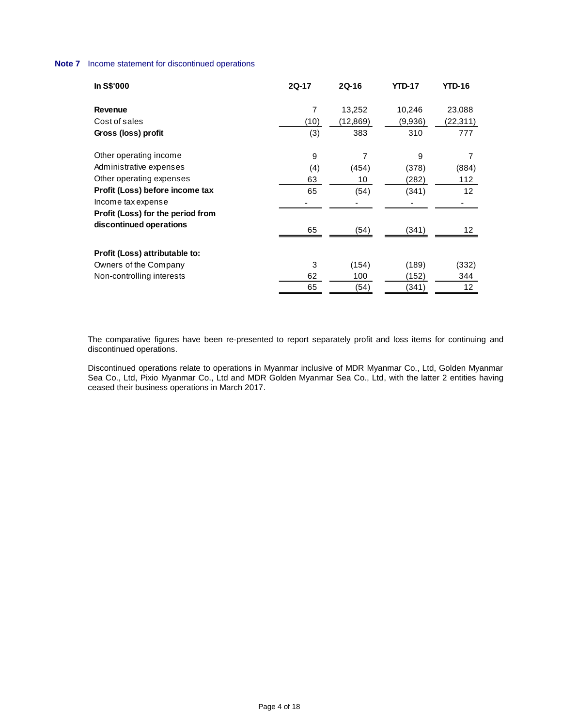**Note 7** Income statement for discontinued operations

| In S$'000 | 2Q-17 | 2Q-16 | YTD-17 | YTD-16 |
|---|---|---|---|---|
| **Revenue** | 7 | 13,252 | 10,246 | 23,088 |
| Cost of sales | (10) | (12,869) | (9,936) | (22,311) |
| **Gross (loss) profit** | (3) | 383 | 310 | 777 |
| Other operating income | 9 | 7 | 9 | 7 |
| Administrative expenses | (4) | (454) | (378) | (884) |
| Other operating expenses | 63 | 10 | (282) | 112 |
| **Profit (Loss) before income tax** | 65 | (54) | (341) | 12 |
| Income tax expense | - | - | - | - |
| **Profit (Loss) for the period from discontinued operations** | 65 | (54) | (341) | 12 |
| **Profit (Loss) attributable to:** | | | | |
| Owners of the Company | 3 | (154) | (189) | (332) |
| Non-controlling interests | 62 | 100 | (152) | 344 |
| | 65 | (54) | (341) | 12 |

The comparative figures have been re-presented to report separately profit and loss items for continuing and discontinued operations.

Discontinued operations relate to operations in Myanmar inclusive of MDR Myanmar Co., Ltd, Golden Myanmar Sea Co., Ltd, Pixio Myanmar Co., Ltd and MDR Golden Myanmar Sea Co., Ltd, with the latter 2 entities having ceased their business operations in March 2017.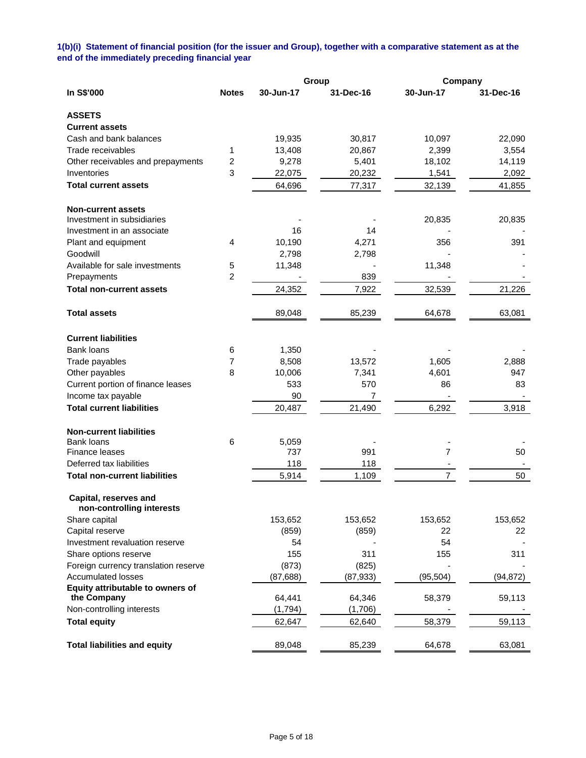**1(b)(i) Statement of financial position (for the issuer and Group), together with a comparative statement as at the end of the immediately preceding financial year**

| In S$'000 | Notes | Group | | Company | |
|---|---|---|---|---|---|
| | | 30-Jun-17 | 31-Dec-16 | 30-Jun-17 | 31-Dec-16 |
| **ASSETS** | | | | | |
| **Current assets** | | | | | |
| Cash and bank balances | | 19,935 | 30,817 | 10,097 | 22,090 |
| Trade receivables | 1 | 13,408 | 20,867 | 2,399 | 3,554 |
| Other receivables and prepayments | 2 | 9,278 | 5,401 | 18,102 | 14,119 |
| Inventories | 3 | 22,075 | 20,232 | 1,541 | 2,092 |
| **Total current assets** | | 64,696 | 77,317 | 32,139 | 41,855 |
| **Non-current assets** | | | | | |
| Investment in subsidiaries | | - | - | 20,835 | 20,835 |
| Investment in an associate | | 16 | 14 | - | - |
| Plant and equipment | 4 | 10,190 | 4,271 | 356 | 391 |
| Goodwill | | 2,798 | 2,798 | - | - |
| Available for sale investments | 5 | 11,348 | - | 11,348 | - |
| Prepayments | 2 | - | 839 | - | - |
| **Total non-current assets** | | 24,352 | 7,922 | 32,539 | 21,226 |
| **Total assets** | | 89,048 | 85,239 | 64,678 | 63,081 |
| **Current liabilities** | | | | | |
| Bank loans | 6 | 1,350 | - | - | - |
| Trade payables | 7 | 8,508 | 13,572 | 1,605 | 2,888 |
| Other payables | 8 | 10,006 | 7,341 | 4,601 | 947 |
| Current portion of finance leases | | 533 | 570 | 86 | 83 |
| Income tax payable | | 90 | 7 | - | - |
| **Total current liabilities** | | 20,487 | 21,490 | 6,292 | 3,918 |
| **Non-current liabilities** | | | | | |
| Bank loans | 6 | 5,059 | - | - | - |
| Finance leases | | 737 | 991 | 7 | 50 |
| Deferred tax liabilities | | 118 | 118 | - | - |
| **Total non-current liabilities** | | 5,914 | 1,109 | 7 | 50 |
| **Capital, reserves and non-controlling interests** | | | | | |
| Share capital | | 153,652 | 153,652 | 153,652 | 153,652 |
| Capital reserve | | (859) | (859) | 22 | 22 |
| Investment revaluation reserve | | 54 | - | 54 | - |
| Share options reserve | | 155 | 311 | 155 | 311 |
| Foreign currency translation reserve | | (873) | (825) | - | - |
| Accumulated losses | | (87,688) | (87,933) | (95,504) | (94,872) |
| **Equity attributable to owners of the Company** | | 64,441 | 64,346 | 58,379 | 59,113 |
| Non-controlling interests | | (1,794) | (1,706) | - | - |
| **Total equity** | | 62,647 | 62,640 | 58,379 | 59,113 |
| **Total liabilities and equity** | | 89,048 | 85,239 | 64,678 | 63,081 |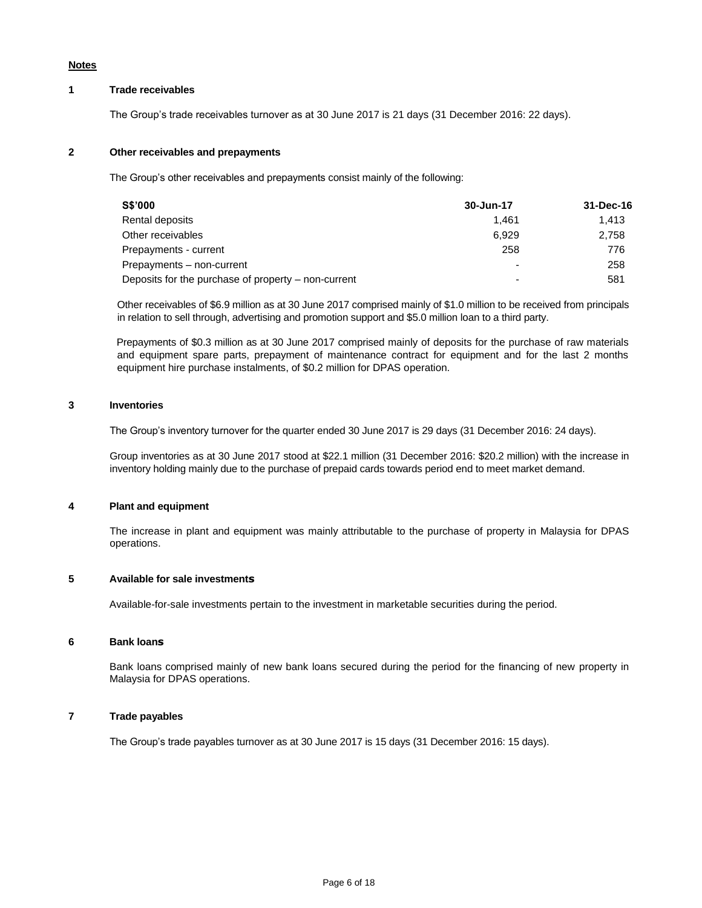**Notes**

**1 Trade receivables**

The Group's trade receivables turnover as at 30 June 2017 is 21 days (31 December 2016: 22 days).

**2 Other receivables and prepayments**

The Group's other receivables and prepayments consist mainly of the following:

| S$'000 | 30-Jun-17 | 31-Dec-16 |
|---|---|---|
| Rental deposits | 1,461 | 1,413 |
| Other receivables | 6,929 | 2,758 |
| Prepayments - current | 258 | 776 |
| Prepayments – non-current | - | 258 |
| Deposits for the purchase of property – non-current | - | 581 |

Other receivables of $6.9 million as at 30 June 2017 comprised mainly of $1.0 million to be received from principals in relation to sell through, advertising and promotion support and $5.0 million loan to a third party.

Prepayments of $0.3 million as at 30 June 2017 comprised mainly of deposits for the purchase of raw materials and equipment spare parts, prepayment of maintenance contract for equipment and for the last 2 months equipment hire purchase instalments, of $0.2 million for DPAS operation.

**3 Inventories**

The Group's inventory turnover for the quarter ended 30 June 2017 is 29 days (31 December 2016: 24 days).

Group inventories as at 30 June 2017 stood at $22.1 million (31 December 2016: $20.2 million) with the increase in inventory holding mainly due to the purchase of prepaid cards towards period end to meet market demand.

**4 Plant and equipment**

The increase in plant and equipment was mainly attributable to the purchase of property in Malaysia for DPAS operations.

**5 Available for sale investments**

Available-for-sale investments pertain to the investment in marketable securities during the period.

**6 Bank loans**

Bank loans comprised mainly of new bank loans secured during the period for the financing of new property in Malaysia for DPAS operations.

**7 Trade payables**

The Group's trade payables turnover as at 30 June 2017 is 15 days (31 December 2016: 15 days).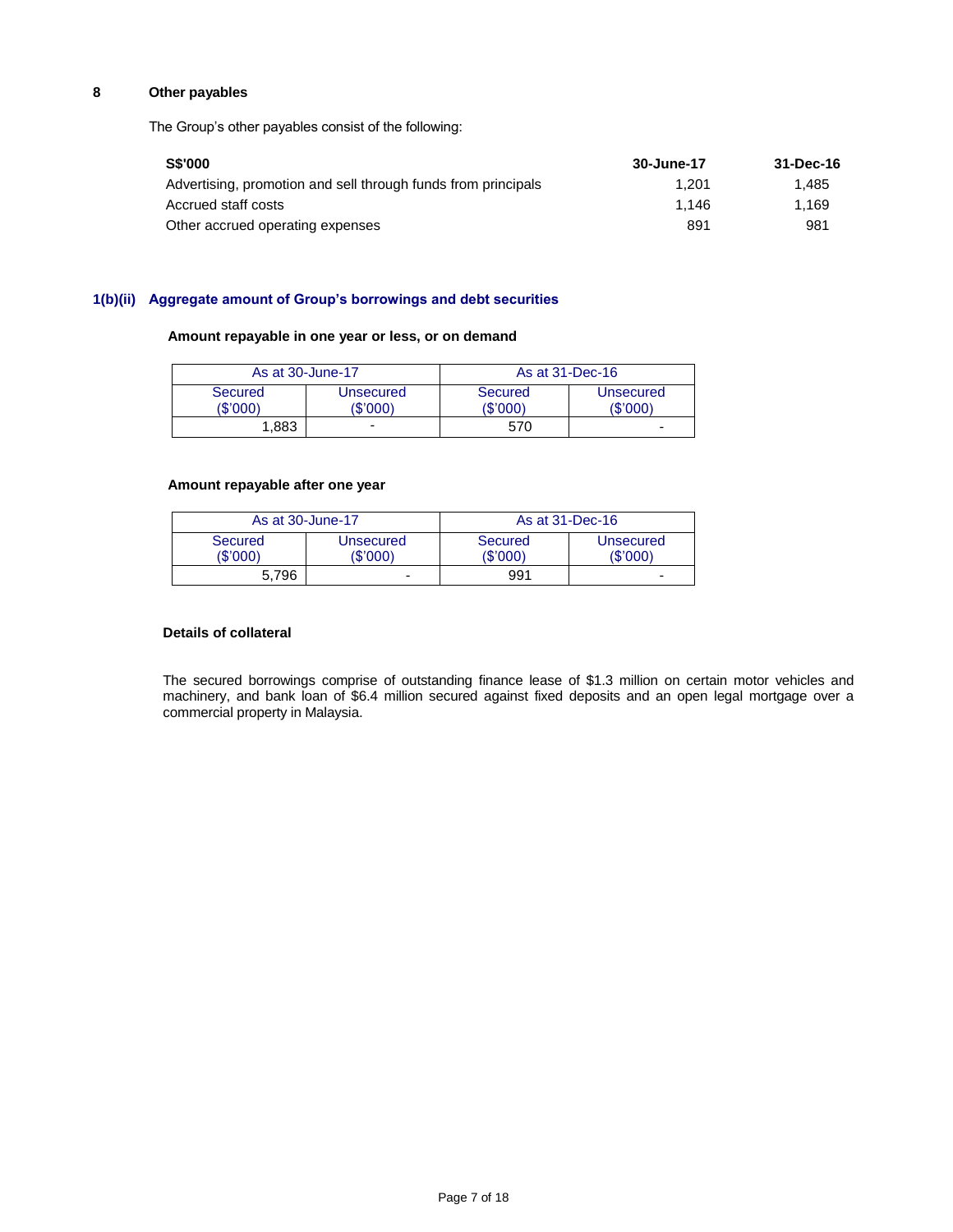## 8 Other payables

The Group's other payables consist of the following:

| S$'000 | 30-June-17 | 31-Dec-16 |
|---|---|---|
| Advertising, promotion and sell through funds from principals | 1,201 | 1,485 |
| Accrued staff costs | 1,146 | 1,169 |
| Other accrued operating expenses | 891 | 981 |

## 1(b)(ii) Aggregate amount of Group's borrowings and debt securities

**Amount repayable in one year or less, or on demand**

| As at 30-June-17 | | As at 31-Dec-16 | |
|---|---|---|---|
| Secured ($'000) | Unsecured ($'000) | Secured ($'000) | Unsecured ($'000) |
| 1,883 | - | 570 | - |

**Amount repayable after one year**

| As at 30-June-17 | | As at 31-Dec-16 | |
|---|---|---|---|
| Secured ($'000) | Unsecured ($'000) | Secured ($'000) | Unsecured ($'000) |
| 5,796 | - | 991 | - |

**Details of collateral**

The secured borrowings comprise of outstanding finance lease of $1.3 million on certain motor vehicles and machinery, and bank loan of $6.4 million secured against fixed deposits and an open legal mortgage over a commercial property in Malaysia.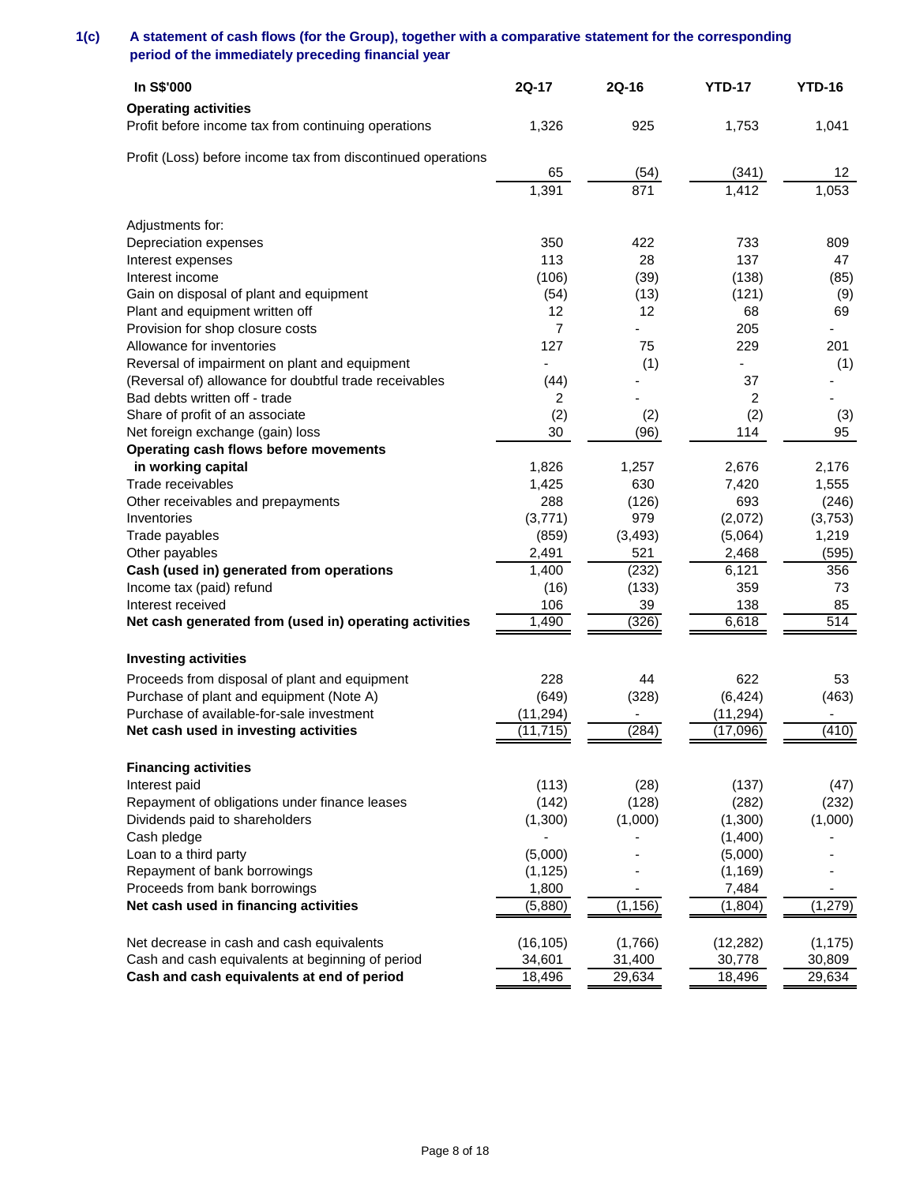## 1(c) A statement of cash flows (for the Group), together with a comparative statement for the corresponding period of the immediately preceding financial year

| In S$'000 | 2Q-17 | 2Q-16 | YTD-17 | YTD-16 |
|---|---|---|---|---|
| **Operating activities** | | | | |
| Profit before income tax from continuing operations | 1,326 | 925 | 1,753 | 1,041 |
| Profit (Loss) before income tax from discontinued operations | 65 | (54) | (341) | 12 |
| | 1,391 | 871 | 1,412 | 1,053 |
| Adjustments for: | | | | |
| Depreciation expenses | 350 | 422 | 733 | 809 |
| Interest expenses | 113 | 28 | 137 | 47 |
| Interest income | (106) | (39) | (138) | (85) |
| Gain on disposal of plant and equipment | (54) | (13) | (121) | (9) |
| Plant and equipment written off | 12 | 12 | 68 | 69 |
| Provision for shop closure costs | 7 | - | 205 | - |
| Allowance for inventories | 127 | 75 | 229 | 201 |
| Reversal of impairment on plant and equipment | - | (1) | - | (1) |
| (Reversal of) allowance for doubtful trade receivables | (44) | - | 37 | - |
| Bad debts written off - trade | 2 | - | 2 | - |
| Share of profit of an associate | (2) | (2) | (2) | (3) |
| Net foreign exchange (gain) loss | 30 | (96) | 114 | 95 |
| **Operating cash flows before movements in working capital** | 1,826 | 1,257 | 2,676 | 2,176 |
| Trade receivables | 1,425 | 630 | 7,420 | 1,555 |
| Other receivables and prepayments | 288 | (126) | 693 | (246) |
| Inventories | (3,771) | 979 | (2,072) | (3,753) |
| Trade payables | (859) | (3,493) | (5,064) | 1,219 |
| Other payables | 2,491 | 521 | 2,468 | (595) |
| **Cash (used in) generated from operations** | 1,400 | (232) | 6,121 | 356 |
| Income tax (paid) refund | (16) | (133) | 359 | 73 |
| Interest received | 106 | 39 | 138 | 85 |
| **Net cash generated from (used in) operating activities** | 1,490 | (326) | 6,618 | 514 |
| **Investing activities** | | | | |
| Proceeds from disposal of plant and equipment | 228 | 44 | 622 | 53 |
| Purchase of plant and equipment (Note A) | (649) | (328) | (6,424) | (463) |
| Purchase of available-for-sale investment | (11,294) | - | (11,294) | - |
| **Net cash used in investing activities** | (11,715) | (284) | (17,096) | (410) |
| **Financing activities** | | | | |
| Interest paid | (113) | (28) | (137) | (47) |
| Repayment of obligations under finance leases | (142) | (128) | (282) | (232) |
| Dividends paid to shareholders | (1,300) | (1,000) | (1,300) | (1,000) |
| Cash pledge | - | - | (1,400) | - |
| Loan to a third party | (5,000) | - | (5,000) | - |
| Repayment of bank borrowings | (1,125) | - | (1,169) | - |
| Proceeds from bank borrowings | 1,800 | - | 7,484 | - |
| **Net cash used in financing activities** | (5,880) | (1,156) | (1,804) | (1,279) |
| Net decrease in cash and cash equivalents | (16,105) | (1,766) | (12,282) | (1,175) |
| Cash and cash equivalents at beginning of period | 34,601 | 31,400 | 30,778 | 30,809 |
| **Cash and cash equivalents at end of period** | 18,496 | 29,634 | 18,496 | 29,634 |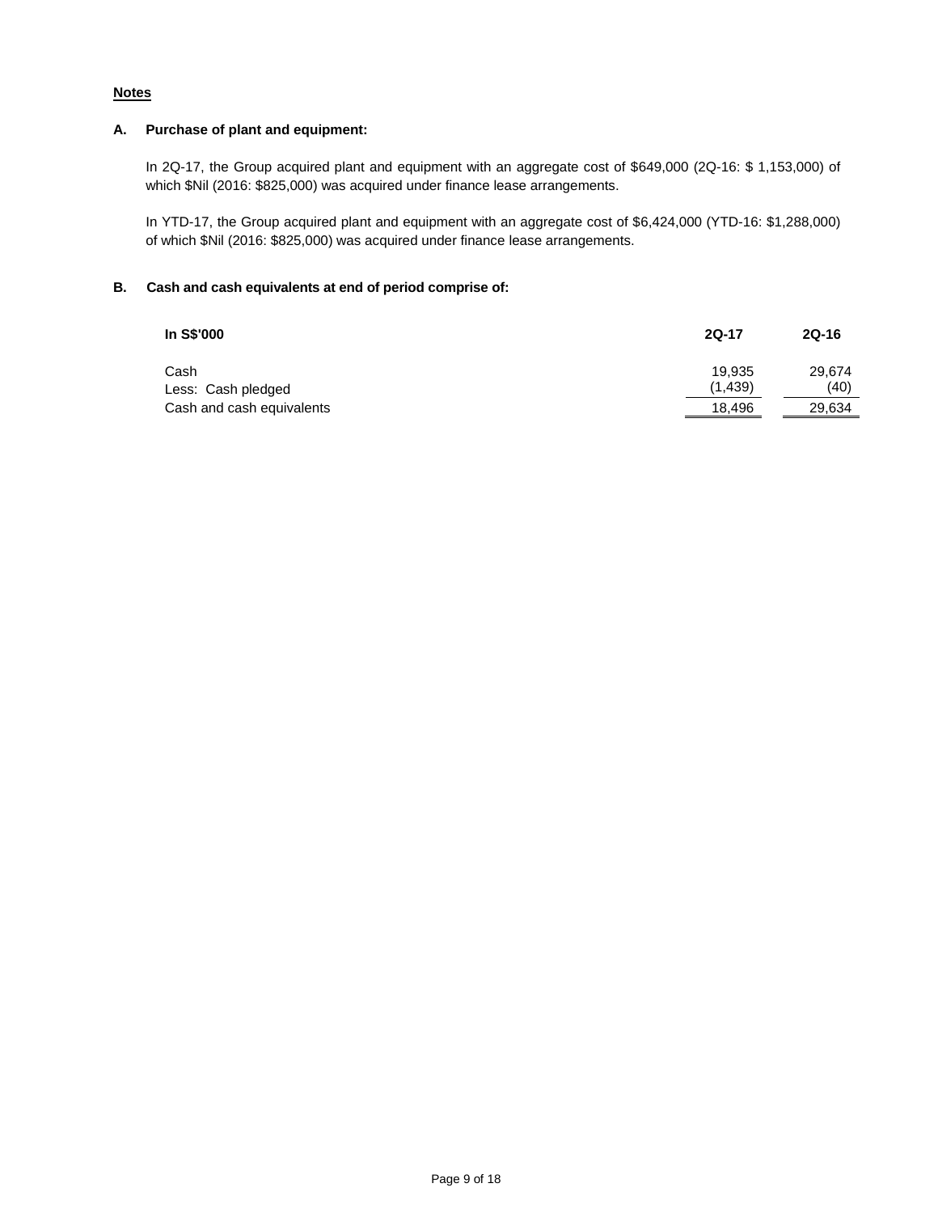**Notes**

**A. Purchase of plant and equipment:**

In 2Q-17, the Group acquired plant and equipment with an aggregate cost of $649,000 (2Q-16: $ 1,153,000) of which $Nil (2016: $825,000) was acquired under finance lease arrangements.

In YTD-17, the Group acquired plant and equipment with an aggregate cost of $6,424,000 (YTD-16: $1,288,000) of which $Nil (2016: $825,000) was acquired under finance lease arrangements.

**B. Cash and cash equivalents at end of period comprise of:**

| In S$'000 | 2Q-17 | 2Q-16 |
|---|---|---|
| Cash | 19,935 | 29,674 |
| Less: Cash pledged | (1,439) | (40) |
| Cash and cash equivalents | 18,496 | 29,634 |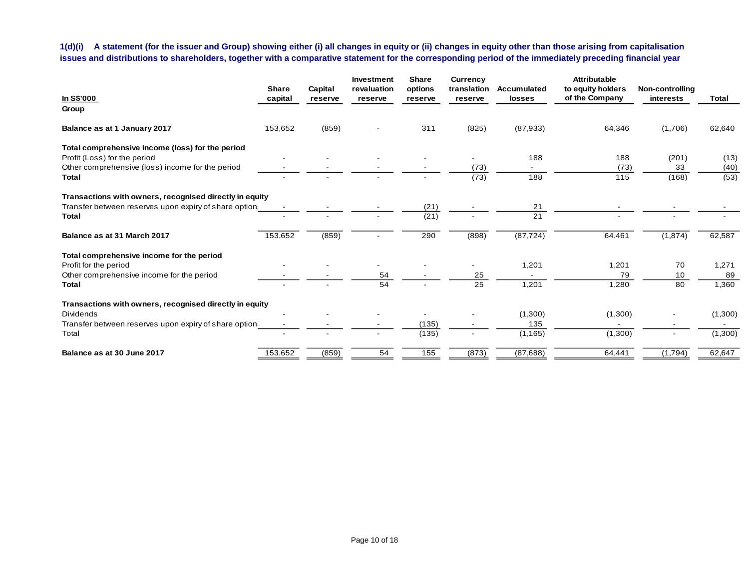**1(d)(i) A statement (for the issuer and Group) showing either (i) all changes in equity or (ii) changes in equity other than those arising from capitalisation issues and distributions to shareholders, together with a comparative statement for the corresponding period of the immediately preceding financial year**

| In S$'000 | Share capital | Capital reserve | Investment revaluation reserve | Share options reserve | Currency translation reserve | Accumulated losses | Attributable to equity holders of the Company | Non-controlling interests | Total |
|---|---|---|---|---|---|---|---|---|---|
| **Group** | | | | | | | | | |
| **Balance as at 1 January 2017** | 153,652 | (859) | - | 311 | (825) | (87,933) | 64,346 | (1,706) | 62,640 |
| **Total comprehensive income (loss) for the period** | | | | | | | | | |
| Profit (Loss) for the period | - | - | - | - | - | 188 | 188 | (201) | (13) |
| Other comprehensive (loss) income for the period | - | - | - | - | (73) | - | (73) | 33 | (40) |
| **Total** | - | - | - | - | (73) | 188 | 115 | (168) | (53) |
| **Transactions with owners, recognised directly in equity** | | | | | | | | | |
| Transfer between reserves upon expiry of share options | - | - | - | (21) | - | 21 | - | - | - |
| **Total** | - | - | - | (21) | - | 21 | - | - | - |
| **Balance as at 31 March 2017** | 153,652 | (859) | - | 290 | (898) | (87,724) | 64,461 | (1,874) | 62,587 |
| **Total comprehensive income for the period** | | | | | | | | | |
| Profit for the period | - | - | - | - | - | 1,201 | 1,201 | 70 | 1,271 |
| Other comprehensive income for the period | - | - | 54 | - | 25 | - | 79 | 10 | 89 |
| **Total** | - | - | 54 | - | 25 | 1,201 | 1,280 | 80 | 1,360 |
| **Transactions with owners, recognised directly in equity** | | | | | | | | | |
| Dividends | - | - | - | - | - | (1,300) | (1,300) | - | (1,300) |
| Transfer between reserves upon expiry of share options | - | - | - | (135) | - | 135 | - | - | - |
| Total | - | - | - | (135) | - | (1,165) | (1,300) | - | (1,300) |
| **Balance as at 30 June 2017** | 153,652 | (859) | 54 | 155 | (873) | (87,688) | 64,441 | (1,794) | 62,647 |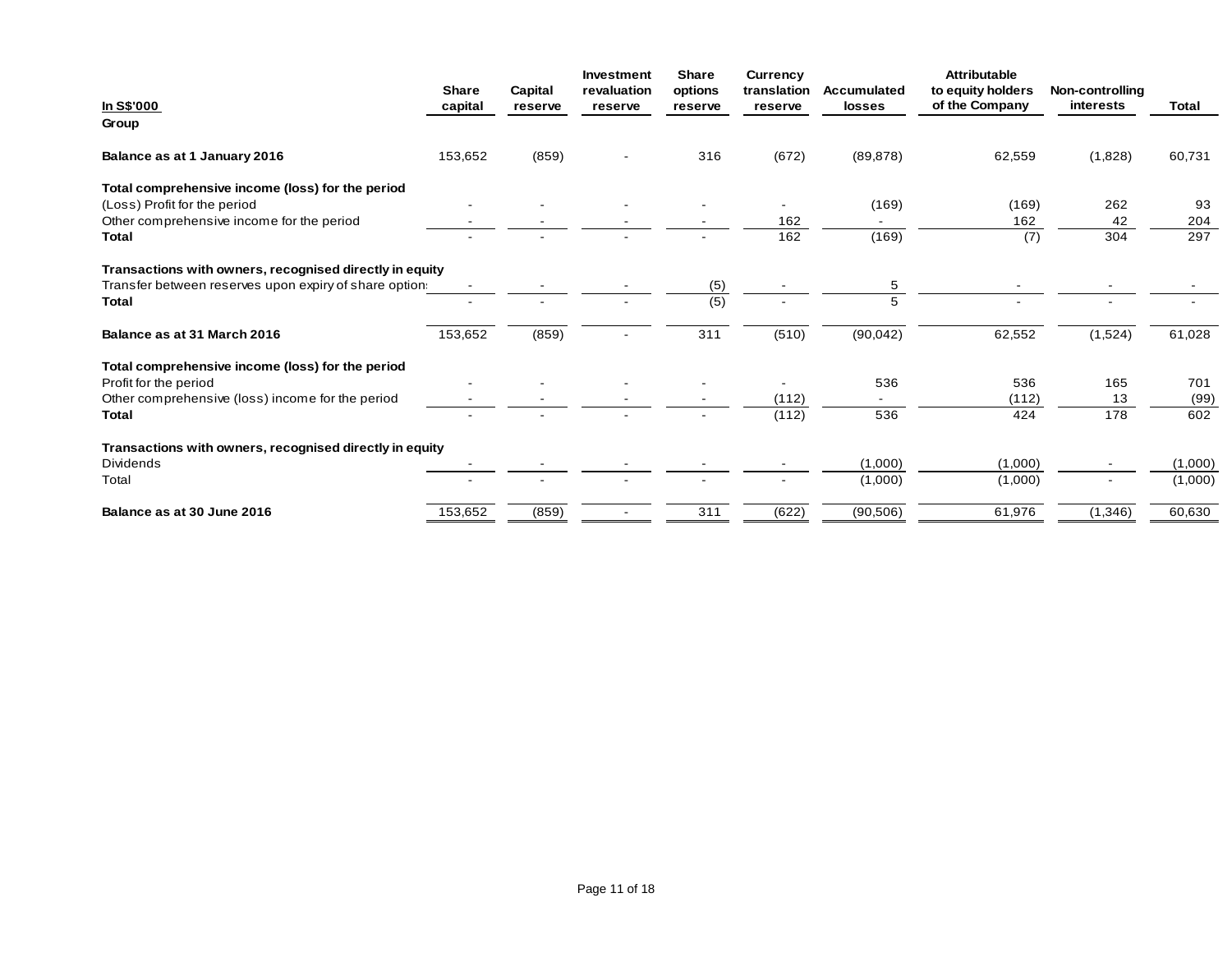| In S$'000 | Share capital | Capital reserve | Investment revaluation reserve | Share options reserve | Currency translation reserve | Accumulated losses | Attributable to equity holders of the Company | Non-controlling interests | Total |
|---|---|---|---|---|---|---|---|---|---|
| **Group** | | | | | | | | | |
| **Balance as at 1 January 2016** | 153,652 | (859) | - | 316 | (672) | (89,878) | 62,559 | (1,828) | 60,731 |
| **Total comprehensive income (loss) for the period** | | | | | | | | | |
| (Loss) Profit for the period | - | - | - | - | - | (169) | (169) | 262 | 93 |
| Other comprehensive income for the period | - | - | - | - | 162 | - | 162 | 42 | 204 |
| **Total** | - | - | - | - | 162 | (169) | (7) | 304 | 297 |
| **Transactions with owners, recognised directly in equity** | | | | | | | | | |
| Transfer between reserves upon expiry of share options | - | - | - | (5) | - | 5 | - | - | - |
| **Total** | - | - | - | (5) | - | 5 | - | - | - |
| **Balance as at 31 March 2016** | 153,652 | (859) | - | 311 | (510) | (90,042) | 62,552 | (1,524) | 61,028 |
| **Total comprehensive income (loss) for the period** | | | | | | | | | |
| Profit for the period | - | - | - | - | - | 536 | 536 | 165 | 701 |
| Other comprehensive (loss) income for the period | - | - | - | - | (112) | - | (112) | 13 | (99) |
| **Total** | - | - | - | - | (112) | 536 | 424 | 178 | 602 |
| **Transactions with owners, recognised directly in equity** | | | | | | | | | |
| Dividends | - | - | - | - | - | (1,000) | (1,000) | - | (1,000) |
| Total | - | - | - | - | - | (1,000) | (1,000) | - | (1,000) |
| **Balance as at 30 June 2016** | 153,652 | (859) | - | 311 | (622) | (90,506) | 61,976 | (1,346) | 60,630 |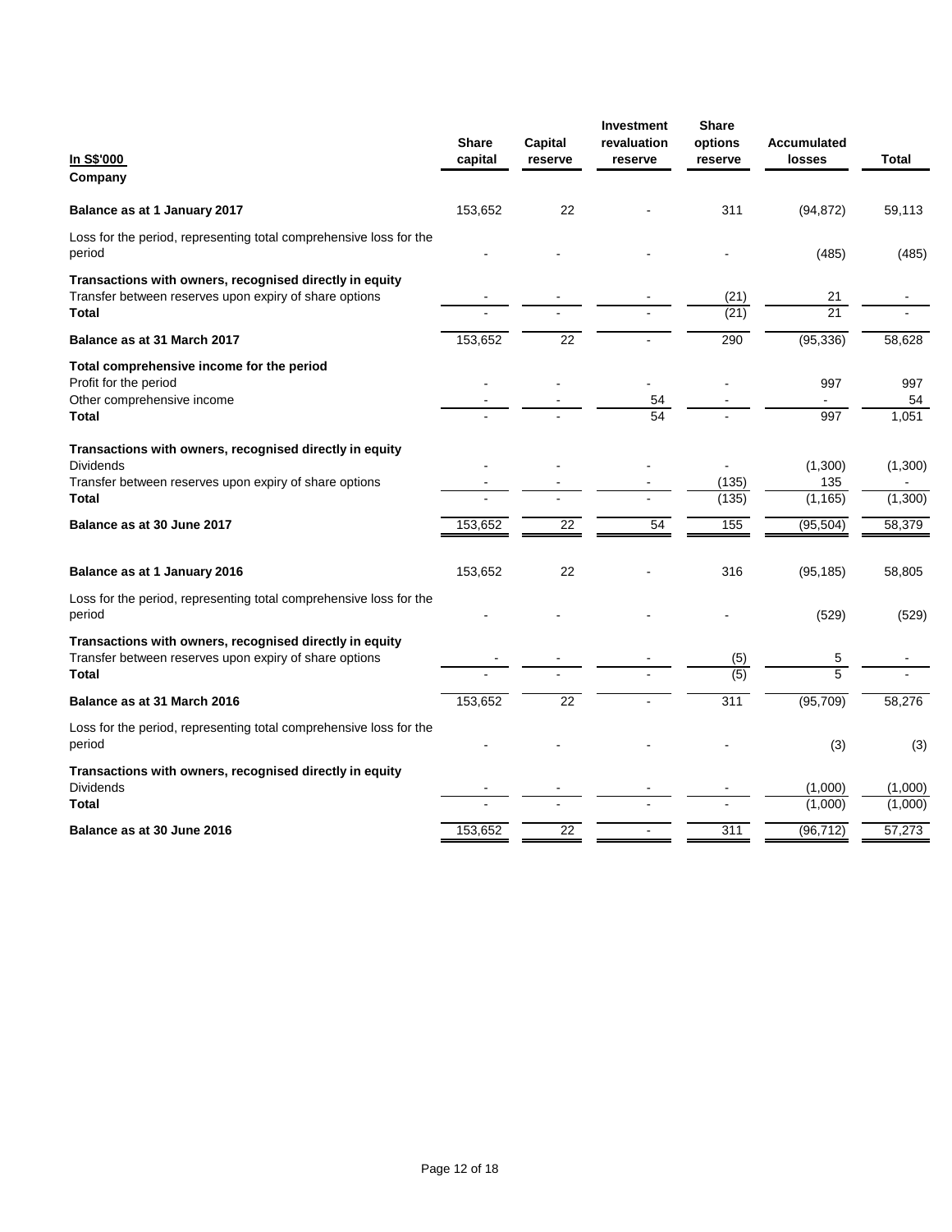| In S$'000 | Share capital | Capital reserve | Investment revaluation reserve | Share options reserve | Accumulated losses | Total |
|---|---|---|---|---|---|---|
| **Company** | | | | | | |
| **Balance as at 1 January 2017** | 153,652 | 22 | - | 311 | (94,872) | 59,113 |
| Loss for the period, representing total comprehensive loss for the period | - | - | - | - | (485) | (485) |
| **Transactions with owners, recognised directly in equity** | | | | | | |
| Transfer between reserves upon expiry of share options | - | - | - | (21) | 21 | - |
| **Total** | - | - | - | (21) | 21 | - |
| **Balance as at 31 March 2017** | 153,652 | 22 | - | 290 | (95,336) | 58,628 |
| **Total comprehensive income for the period** | | | | | | |
| Profit for the period | - | - | - | - | 997 | 997 |
| Other comprehensive income | - | - | 54 | - | - | 54 |
| **Total** | - | - | 54 | - | 997 | 1,051 |
| **Transactions with owners, recognised directly in equity** | | | | | | |
| Dividends | - | - | - | - | (1,300) | (1,300) |
| Transfer between reserves upon expiry of share options | - | - | - | (135) | 135 | - |
| **Total** | - | - | - | (135) | (1,165) | (1,300) |
| **Balance as at 30 June 2017** | 153,652 | 22 | 54 | 155 | (95,504) | 58,379 |
| | | | | | | |
| **Balance as at 1 January 2016** | 153,652 | 22 | - | 316 | (95,185) | 58,805 |
| Loss for the period, representing total comprehensive loss for the period | - | - | - | - | (529) | (529) |
| **Transactions with owners, recognised directly in equity** | | | | | | |
| Transfer between reserves upon expiry of share options | - | - | - | (5) | 5 | - |
| **Total** | - | - | - | (5) | 5 | - |
| **Balance as at 31 March 2016** | 153,652 | 22 | - | 311 | (95,709) | 58,276 |
| Loss for the period, representing total comprehensive loss for the period | - | - | - | - | (3) | (3) |
| **Transactions with owners, recognised directly in equity** | | | | | | |
| Dividends | - | - | - | - | (1,000) | (1,000) |
| **Total** | - | - | - | - | (1,000) | (1,000) |
| **Balance as at 30 June 2016** | 153,652 | 22 | - | 311 | (96,712) | 57,273 |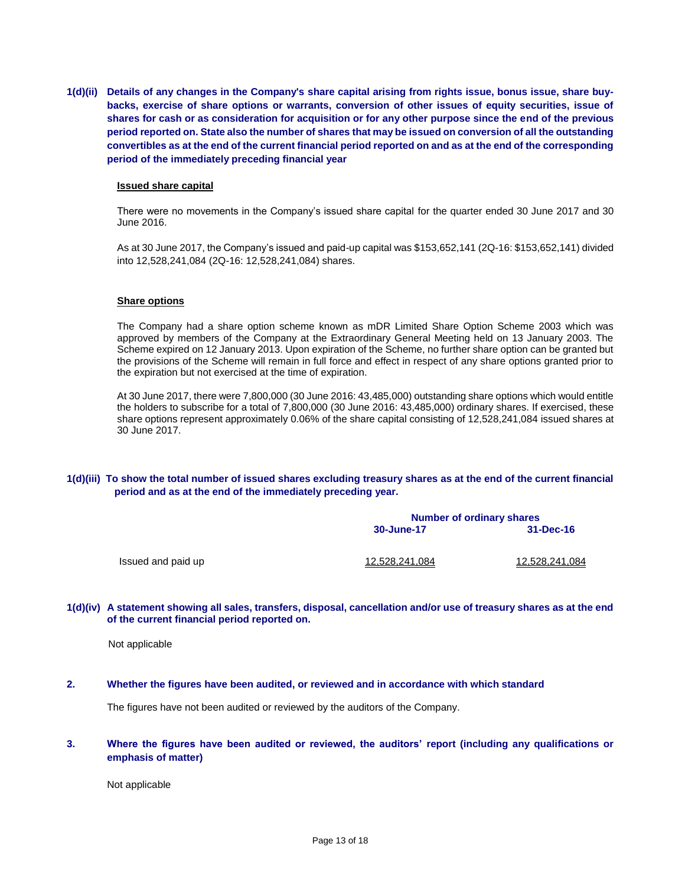**1(d)(ii) Details of any changes in the Company's share capital arising from rights issue, bonus issue, share buy-backs, exercise of share options or warrants, conversion of other issues of equity securities, issue of shares for cash or as consideration for acquisition or for any other purpose since the end of the previous period reported on. State also the number of shares that may be issued on conversion of all the outstanding convertibles as at the end of the current financial period reported on and as at the end of the corresponding period of the immediately preceding financial year**

**Issued share capital**

There were no movements in the Company's issued share capital for the quarter ended 30 June 2017 and 30 June 2016.

As at 30 June 2017, the Company's issued and paid-up capital was $153,652,141 (2Q-16: $153,652,141) divided into 12,528,241,084 (2Q-16: 12,528,241,084) shares.

**Share options**

The Company had a share option scheme known as mDR Limited Share Option Scheme 2003 which was approved by members of the Company at the Extraordinary General Meeting held on 13 January 2003. The Scheme expired on 12 January 2013. Upon expiration of the Scheme, no further share option can be granted but the provisions of the Scheme will remain in full force and effect in respect of any share options granted prior to the expiration but not exercised at the time of expiration.

At 30 June 2017, there were 7,800,000 (30 June 2016: 43,485,000) outstanding share options which would entitle the holders to subscribe for a total of 7,800,000 (30 June 2016: 43,485,000) ordinary shares. If exercised, these share options represent approximately 0.06% of the share capital consisting of 12,528,241,084 issued shares at 30 June 2017.

**1(d)(iii) To show the total number of issued shares excluding treasury shares as at the end of the current financial period and as at the end of the immediately preceding year.**

| | Number of ordinary shares | |
|---|---|---|
| | 30-June-17 | 31-Dec-16 |
| Issued and paid up | 12,528,241,084 | 12,528,241,084 |

**1(d)(iv) A statement showing all sales, transfers, disposal, cancellation and/or use of treasury shares as at the end of the current financial period reported on.**

Not applicable

**2. Whether the figures have been audited, or reviewed and in accordance with which standard**

The figures have not been audited or reviewed by the auditors of the Company.

**3. Where the figures have been audited or reviewed, the auditors' report (including any qualifications or emphasis of matter)**

Not applicable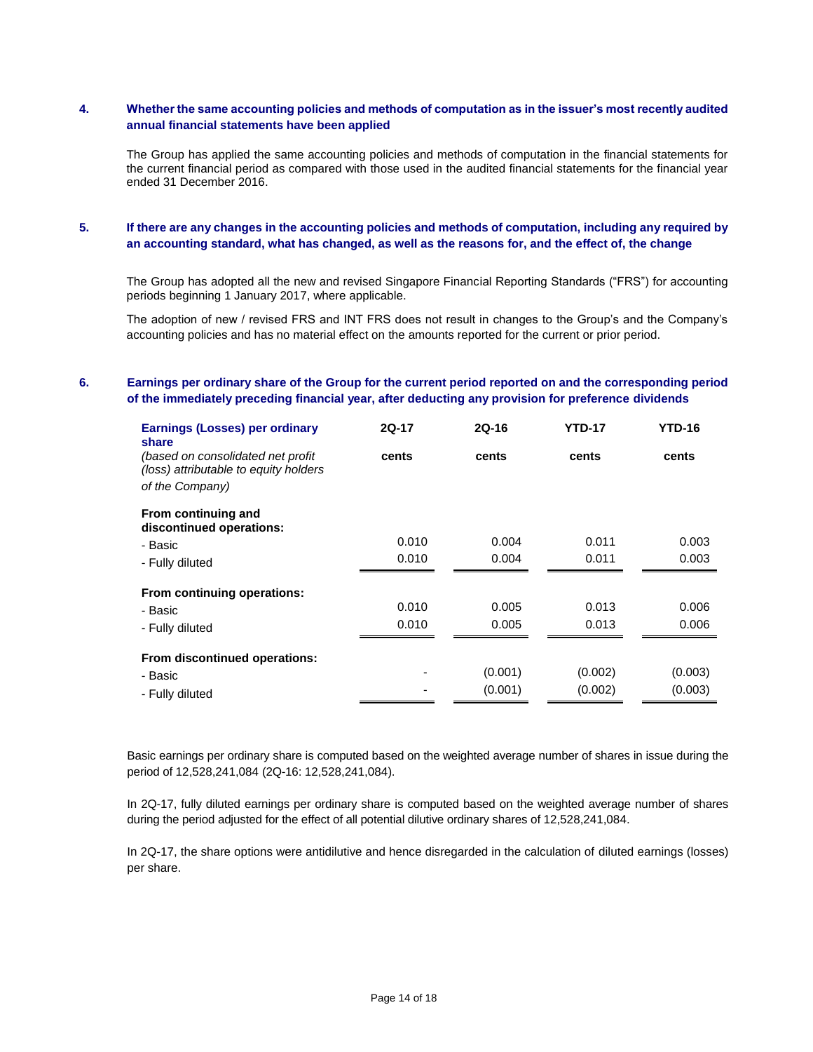### 4. Whether the same accounting policies and methods of computation as in the issuer's most recently audited annual financial statements have been applied

The Group has applied the same accounting policies and methods of computation in the financial statements for the current financial period as compared with those used in the audited financial statements for the financial year ended 31 December 2016.

### 5. If there are any changes in the accounting policies and methods of computation, including any required by an accounting standard, what has changed, as well as the reasons for, and the effect of, the change

The Group has adopted all the new and revised Singapore Financial Reporting Standards ("FRS") for accounting periods beginning 1 January 2017, where applicable.

The adoption of new / revised FRS and INT FRS does not result in changes to the Group's and the Company's accounting policies and has no material effect on the amounts reported for the current or prior period.

### 6. Earnings per ordinary share of the Group for the current period reported on and the corresponding period of the immediately preceding financial year, after deducting any provision for preference dividends

| **Earnings (Losses) per ordinary share** *(based on consolidated net profit (loss) attributable to equity holders of the Company)* | **2Q-17** | **2Q-16** | **YTD-17** | **YTD-16** |
|---|---|---|---|---|
| | **cents** | **cents** | **cents** | **cents** |
| **From continuing and discontinued operations:** | | | | |
| - Basic | 0.010 | 0.004 | 0.011 | 0.003 |
| - Fully diluted | 0.010 | 0.004 | 0.011 | 0.003 |
| **From continuing operations:** | | | | |
| - Basic | 0.010 | 0.005 | 0.013 | 0.006 |
| - Fully diluted | 0.010 | 0.005 | 0.013 | 0.006 |
| **From discontinued operations:** | | | | |
| - Basic | - | (0.001) | (0.002) | (0.003) |
| - Fully diluted | - | (0.001) | (0.002) | (0.003) |

Basic earnings per ordinary share is computed based on the weighted average number of shares in issue during the period of 12,528,241,084 (2Q-16: 12,528,241,084).

In 2Q-17, fully diluted earnings per ordinary share is computed based on the weighted average number of shares during the period adjusted for the effect of all potential dilutive ordinary shares of 12,528,241,084.

In 2Q-17, the share options were antidilutive and hence disregarded in the calculation of diluted earnings (losses) per share.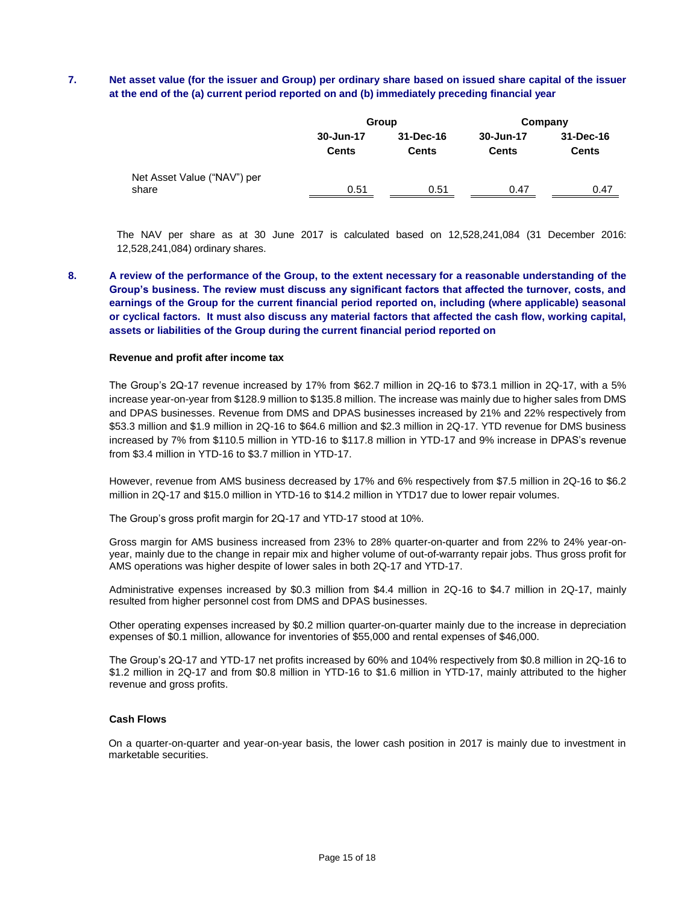**7. Net asset value (for the issuer and Group) per ordinary share based on issued share capital of the issuer at the end of the (a) current period reported on and (b) immediately preceding financial year**

| | Group | | Company | |
|---|---|---|---|---|
| | 30-Jun-17 | 31-Dec-16 | 30-Jun-17 | 31-Dec-16 |
| | Cents | Cents | Cents | Cents |
| Net Asset Value ("NAV") per share | 0.51 | 0.51 | 0.47 | 0.47 |

The NAV per share as at 30 June 2017 is calculated based on 12,528,241,084 (31 December 2016: 12,528,241,084) ordinary shares.

**8. A review of the performance of the Group, to the extent necessary for a reasonable understanding of the Group's business. The review must discuss any significant factors that affected the turnover, costs, and earnings of the Group for the current financial period reported on, including (where applicable) seasonal or cyclical factors. It must also discuss any material factors that affected the cash flow, working capital, assets or liabilities of the Group during the current financial period reported on**

**Revenue and profit after income tax**

The Group's 2Q-17 revenue increased by 17% from $62.7 million in 2Q-16 to $73.1 million in 2Q-17, with a 5% increase year-on-year from $128.9 million to $135.8 million. The increase was mainly due to higher sales from DMS and DPAS businesses. Revenue from DMS and DPAS businesses increased by 21% and 22% respectively from $53.3 million and $1.9 million in 2Q-16 to $64.6 million and $2.3 million in 2Q-17. YTD revenue for DMS business increased by 7% from $110.5 million in YTD-16 to $117.8 million in YTD-17 and 9% increase in DPAS's revenue from $3.4 million in YTD-16 to $3.7 million in YTD-17.

However, revenue from AMS business decreased by 17% and 6% respectively from $7.5 million in 2Q-16 to $6.2 million in 2Q-17 and $15.0 million in YTD-16 to $14.2 million in YTD17 due to lower repair volumes.

The Group's gross profit margin for 2Q-17 and YTD-17 stood at 10%.

Gross margin for AMS business increased from 23% to 28% quarter-on-quarter and from 22% to 24% year-on-year, mainly due to the change in repair mix and higher volume of out-of-warranty repair jobs. Thus gross profit for AMS operations was higher despite of lower sales in both 2Q-17 and YTD-17.

Administrative expenses increased by $0.3 million from $4.4 million in 2Q-16 to $4.7 million in 2Q-17, mainly resulted from higher personnel cost from DMS and DPAS businesses.

Other operating expenses increased by $0.2 million quarter-on-quarter mainly due to the increase in depreciation expenses of $0.1 million, allowance for inventories of $55,000 and rental expenses of $46,000.

The Group's 2Q-17 and YTD-17 net profits increased by 60% and 104% respectively from $0.8 million in 2Q-16 to $1.2 million in 2Q-17 and from $0.8 million in YTD-16 to $1.6 million in YTD-17, mainly attributed to the higher revenue and gross profits.

**Cash Flows**

On a quarter-on-quarter and year-on-year basis, the lower cash position in 2017 is mainly due to investment in marketable securities.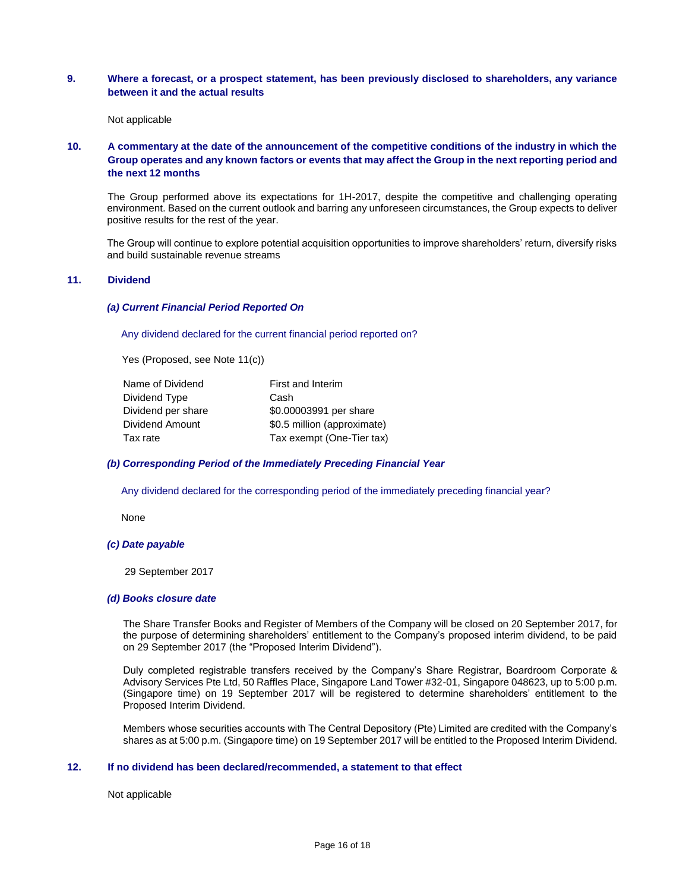## 9. Where a forecast, or a prospect statement, has been previously disclosed to shareholders, any variance between it and the actual results

Not applicable

## 10. A commentary at the date of the announcement of the competitive conditions of the industry in which the Group operates and any known factors or events that may affect the Group in the next reporting period and the next 12 months

The Group performed above its expectations for 1H-2017, despite the competitive and challenging operating environment. Based on the current outlook and barring any unforeseen circumstances, the Group expects to deliver positive results for the rest of the year.

The Group will continue to explore potential acquisition opportunities to improve shareholders' return, diversify risks and build sustainable revenue streams

## 11. Dividend

### *(a) Current Financial Period Reported On*

Any dividend declared for the current financial period reported on?

Yes (Proposed, see Note 11(c))

| | |
|---|---|
| Name of Dividend | First and Interim |
| Dividend Type | Cash |
| Dividend per share | $0.00003991 per share |
| Dividend Amount | $0.5 million (approximate) |
| Tax rate | Tax exempt (One-Tier tax) |

### *(b) Corresponding Period of the Immediately Preceding Financial Year*

Any dividend declared for the corresponding period of the immediately preceding financial year?

None

### *(c) Date payable*

29 September 2017

### *(d) Books closure date*

The Share Transfer Books and Register of Members of the Company will be closed on 20 September 2017, for the purpose of determining shareholders' entitlement to the Company's proposed interim dividend, to be paid on 29 September 2017 (the "Proposed Interim Dividend").

Duly completed registrable transfers received by the Company's Share Registrar, Boardroom Corporate & Advisory Services Pte Ltd, 50 Raffles Place, Singapore Land Tower #32-01, Singapore 048623, up to 5:00 p.m. (Singapore time) on 19 September 2017 will be registered to determine shareholders' entitlement to the Proposed Interim Dividend.

Members whose securities accounts with The Central Depository (Pte) Limited are credited with the Company's shares as at 5:00 p.m. (Singapore time) on 19 September 2017 will be entitled to the Proposed Interim Dividend.

## 12. If no dividend has been declared/recommended, a statement to that effect

Not applicable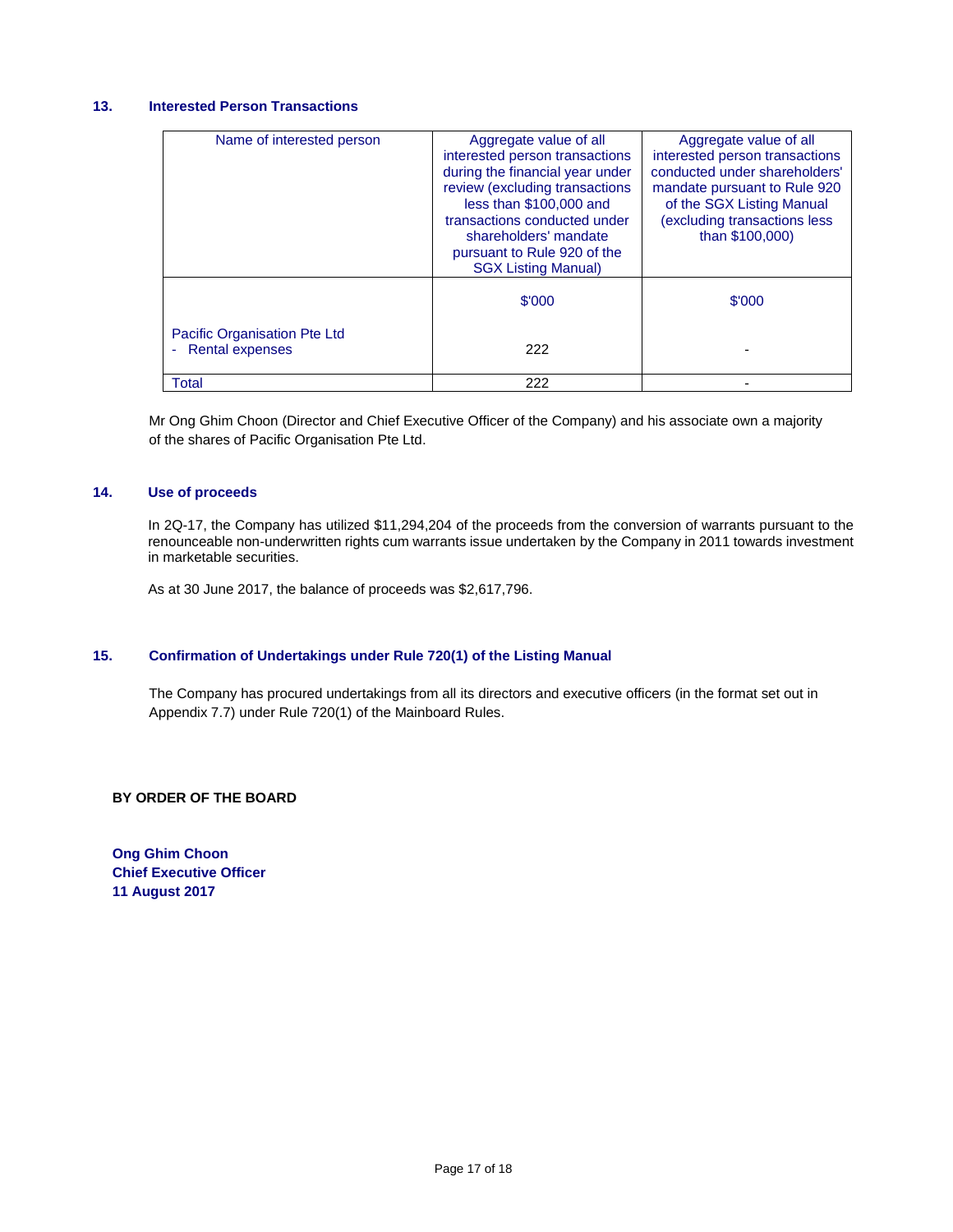## 13. Interested Person Transactions

| Name of interested person | Aggregate value of all interested person transactions during the financial year under review (excluding transactions less than $100,000 and transactions conducted under shareholders' mandate pursuant to Rule 920 of the SGX Listing Manual) | Aggregate value of all interested person transactions conducted under shareholders' mandate pursuant to Rule 920 of the SGX Listing Manual (excluding transactions less than $100,000) |
|---|---|---|
| | $'000 | $'000 |
| Pacific Organisation Pte Ltd<br>- Rental expenses | 222 | - |
| Total | 222 | - |

Mr Ong Ghim Choon (Director and Chief Executive Officer of the Company) and his associate own a majority of the shares of Pacific Organisation Pte Ltd.

## 14. Use of proceeds

In 2Q-17, the Company has utilized $11,294,204 of the proceeds from the conversion of warrants pursuant to the renounceable non-underwritten rights cum warrants issue undertaken by the Company in 2011 towards investment in marketable securities.

As at 30 June 2017, the balance of proceeds was $2,617,796.

## 15. Confirmation of Undertakings under Rule 720(1) of the Listing Manual

The Company has procured undertakings from all its directors and executive officers (in the format set out in Appendix 7.7) under Rule 720(1) of the Mainboard Rules.

**BY ORDER OF THE BOARD**

**Ong Ghim Choon**
**Chief Executive Officer**
**11 August 2017**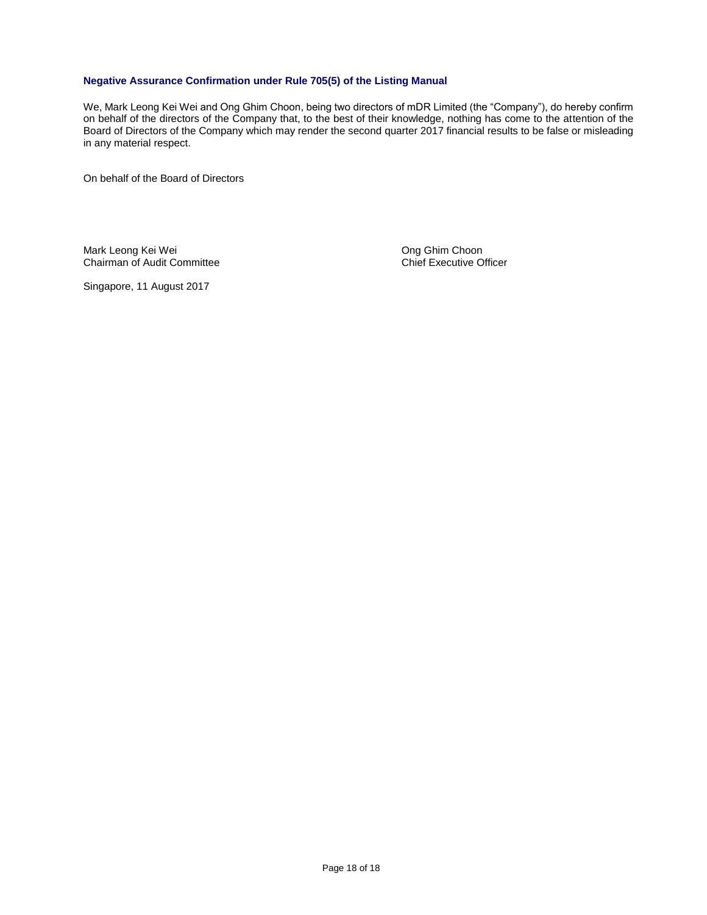**Negative Assurance Confirmation under Rule 705(5) of the Listing Manual**

We, Mark Leong Kei Wei and Ong Ghim Choon, being two directors of mDR Limited (the "Company"), do hereby confirm on behalf of the directors of the Company that, to the best of their knowledge, nothing has come to the attention of the Board of Directors of the Company which may render the second quarter 2017 financial results to be false or misleading in any material respect.

On behalf of the Board of Directors

Mark Leong Kei Wei
Chairman of Audit Committee

Ong Ghim Choon
Chief Executive Officer

Singapore, 11 August 2017